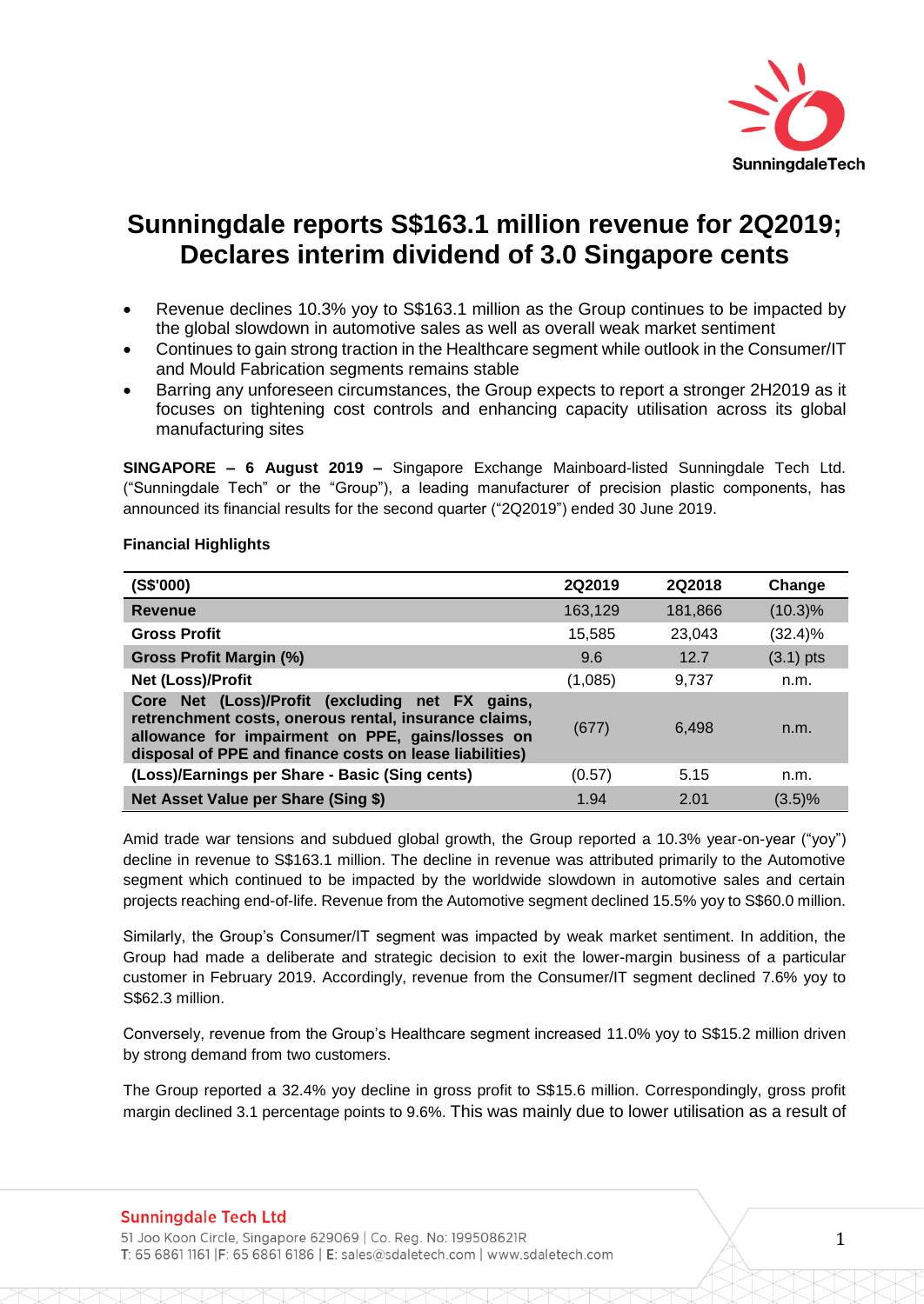# Sunningdale reports S$163.1 million revenue for 2Q2019; Declares interim dividend of 3.0 Singapore cents

- Revenue declines 10.3% yoy to S$163.1 million as the Group continues to be impacted by the global slowdown in automotive sales as well as overall weak market sentiment
- Continues to gain strong traction in the Healthcare segment while outlook in the Consumer/IT and Mould Fabrication segments remains stable
- Barring any unforeseen circumstances, the Group expects to report a stronger 2H2019 as it focuses on tightening cost controls and enhancing capacity utilisation across its global manufacturing sites

**SINGAPORE – 6 August 2019 –** Singapore Exchange Mainboard-listed Sunningdale Tech Ltd. ("Sunningdale Tech" or the "Group"), a leading manufacturer of precision plastic components, has announced its financial results for the second quarter ("2Q2019") ended 30 June 2019.

**Financial Highlights**

| (S$'000) | 2Q2019 | 2Q2018 | Change |
|---|---|---|---|
| **Revenue** | 163,129 | 181,866 | (10.3)% |
| **Gross Profit** | 15,585 | 23,043 | (32.4)% |
| **Gross Profit Margin (%)** | 9.6 | 12.7 | (3.1) pts |
| **Net (Loss)/Profit** | (1,085) | 9,737 | n.m. |
| **Core Net (Loss)/Profit (excluding net FX gains, retrenchment costs, onerous rental, insurance claims, allowance for impairment on PPE, gains/losses on disposal of PPE and finance costs on lease liabilities)** | (677) | 6,498 | n.m. |
| **(Loss)/Earnings per Share - Basic (Sing cents)** | (0.57) | 5.15 | n.m. |
| **Net Asset Value per Share (Sing $)** | 1.94 | 2.01 | (3.5)% |

Amid trade war tensions and subdued global growth, the Group reported a 10.3% year-on-year ("yoy") decline in revenue to S$163.1 million. The decline in revenue was attributed primarily to the Automotive segment which continued to be impacted by the worldwide slowdown in automotive sales and certain projects reaching end-of-life. Revenue from the Automotive segment declined 15.5% yoy to S$60.0 million.

Similarly, the Group's Consumer/IT segment was impacted by weak market sentiment. In addition, the Group had made a deliberate and strategic decision to exit the lower-margin business of a particular customer in February 2019. Accordingly, revenue from the Consumer/IT segment declined 7.6% yoy to S$62.3 million.

Conversely, revenue from the Group's Healthcare segment increased 11.0% yoy to S$15.2 million driven by strong demand from two customers.

The Group reported a 32.4% yoy decline in gross profit to S$15.6 million. Correspondingly, gross profit margin declined 3.1 percentage points to 9.6%. This was mainly due to lower utilisation as a result of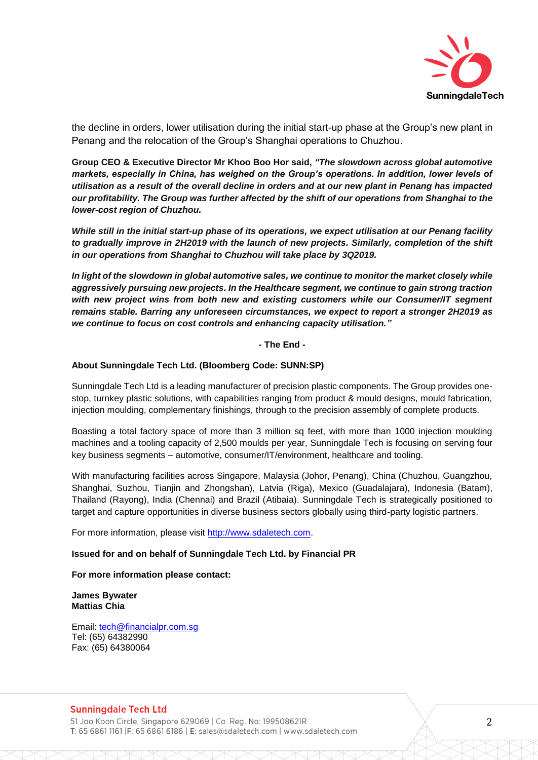the decline in orders, lower utilisation during the initial start-up phase at the Group's new plant in Penang and the relocation of the Group's Shanghai operations to Chuzhou.

**Group CEO & Executive Director Mr Khoo Boo Hor said, *"The slowdown across global automotive markets, especially in China, has weighed on the Group's operations. In addition, lower levels of utilisation as a result of the overall decline in orders and at our new plant in Penang has impacted our profitability. The Group was further affected by the shift of our operations from Shanghai to the lower-cost region of Chuzhou.***

***While still in the initial start-up phase of its operations, we expect utilisation at our Penang facility to gradually improve in 2H2019 with the launch of new projects. Similarly, completion of the shift in our operations from Shanghai to Chuzhou will take place by 3Q2019.***

***In light of the slowdown in global automotive sales, we continue to monitor the market closely while aggressively pursuing new projects. In the Healthcare segment, we continue to gain strong traction with new project wins from both new and existing customers while our Consumer/IT segment remains stable. Barring any unforeseen circumstances, we expect to report a stronger 2H2019 as we continue to focus on cost controls and enhancing capacity utilisation."***

**- The End -**

**About Sunningdale Tech Ltd. (Bloomberg Code: SUNN:SP)**

Sunningdale Tech Ltd is a leading manufacturer of precision plastic components. The Group provides one-stop, turnkey plastic solutions, with capabilities ranging from product & mould designs, mould fabrication, injection moulding, complementary finishings, through to the precision assembly of complete products.

Boasting a total factory space of more than 3 million sq feet, with more than 1000 injection moulding machines and a tooling capacity of 2,500 moulds per year, Sunningdale Tech is focusing on serving four key business segments – automotive, consumer/IT/environment, healthcare and tooling.

With manufacturing facilities across Singapore, Malaysia (Johor, Penang), China (Chuzhou, Guangzhou, Shanghai, Suzhou, Tianjin and Zhongshan), Latvia (Riga), Mexico (Guadalajara), Indonesia (Batam), Thailand (Rayong), India (Chennai) and Brazil (Atibaia). Sunningdale Tech is strategically positioned to target and capture opportunities in diverse business sectors globally using third-party logistic partners.

For more information, please visit http://www.sdaletech.com.

**Issued for and on behalf of Sunningdale Tech Ltd. by Financial PR**

**For more information please contact:**

**James Bywater**
**Mattias Chia**

Email: tech@financialpr.com.sg
Tel: (65) 64382990
Fax: (65) 64380064